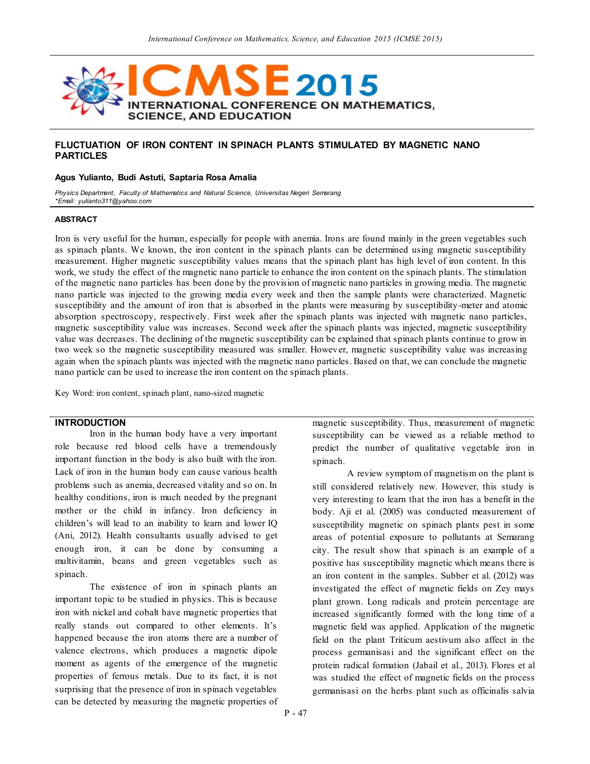# FLUCTUATION OF IRON CONTENT IN SPINACH PLANTS STIMULATED BY MAGNETIC NANO PARTICLES

**Agus Yulianto, Budi Astuti, Saptaria Rosa Amalia**

*Physics Department, Faculty of Mathematics and Natural Science, Universitas Negeri Semarang*
*\*Email: yulianto311@yahoo.com*

## ABSTRACT

Iron is very useful for the human, especially for people with anemia. Irons are found mainly in the green vegetables such as spinach plants. We known, the iron content in the spinach plants can be determined using magnetic susceptibility measurement. Higher magnetic susceptibility values means that the spinach plant has high level of iron content. In this work, we study the effect of the magnetic nano particle to enhance the iron content on the spinach plants. The stimulation of the magnetic nano particles has been done by the provision of magnetic nano particles in growing media. The magnetic nano particle was injected to the growing media every week and then the sample plants were characterized. Magnetic susceptibility and the amount of iron that is absorbed in the plants were measuring by susceptibility-meter and atomic absorption spectroscopy, respectively. First week after the spinach plants was injected with magnetic nano particles, magnetic susceptibility value was increases. Second week after the spinach plants was injected, magnetic susceptibility value was decreases. The declining of the magnetic susceptibility can be explained that spinach plants continue to grow in two week so the magnetic susceptibility measured was smaller. However, magnetic susceptibility value was increasing again when the spinach plants was injected with the magnetic nano particles. Based on that, we can conclude the magnetic nano particle can be used to increase the iron content on the spinach plants.

Key Word: iron content, spinach plant, nano-sized magnetic

## INTRODUCTION

Iron in the human body have a very important role because red blood cells have a tremendously important function in the body is also built with the iron. Lack of iron in the human body can cause various health problems such as anemia, decreased vitality and so on. In healthy conditions, iron is much needed by the pregnant mother or the child in infancy. Iron deficiency in children's will lead to an inability to learn and lower IQ (Ani, 2012). Health consultants usually advised to get enough iron, it can be done by consuming a multivitamin, beans and green vegetables such as spinach.

The existence of iron in spinach plants an important topic to be studied in physics. This is because iron with nickel and cobalt have magnetic properties that really stands out compared to other elements. It's happened because the iron atoms there are a number of valence electrons, which produces a magnetic dipole moment as agents of the emergence of the magnetic properties of ferrous metals. Due to its fact, it is not surprising that the presence of iron in spinach vegetables can be detected by measuring the magnetic properties of magnetic susceptibility. Thus, measurement of magnetic susceptibility can be viewed as a reliable method to predict the number of qualitative vegetable iron in spinach.

A review symptom of magnetism on the plant is still considered relatively new. However, this study is very interesting to learn that the iron has a benefit in the body. Aji et al. (2005) was conducted measurement of susceptibility magnetic on spinach plants pest in some areas of potential exposure to pollutants at Semarang city. The result show that spinach is an example of a positive has susceptibility magnetic which means there is an iron content in the samples. Subber et al. (2012) was investigated the effect of magnetic fields on Zey mays plant grown. Long radicals and protein percentage are increased significantly formed with the long time of a magnetic field was applied. Application of the magnetic field on the plant Triticum aestivum also affect in the process germanisasi and the significant effect on the protein radical formation (Jabail et al., 2013). Flores et al was studied the effect of magnetic fields on the process germanisasi on the herbs plant such as officinalis salvia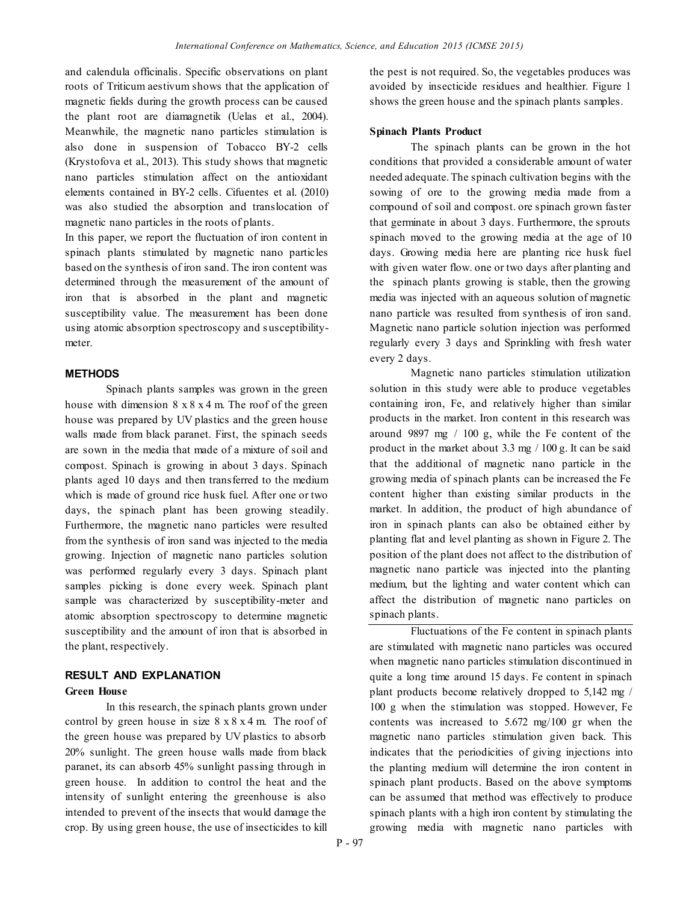and calendula officinalis. Specific observations on plant roots of Triticum aestivum shows that the application of magnetic fields during the growth process can be caused the plant root are diamagnetik (Uelas et al., 2004). Meanwhile, the magnetic nano particles stimulation is also done in suspension of Tobacco BY-2 cells (Krystofova et al., 2013). This study shows that magnetic nano particles stimulation affect on the antioxidant elements contained in BY-2 cells. Cifuentes et al. (2010) was also studied the absorption and translocation of magnetic nano particles in the roots of plants.

In this paper, we report the fluctuation of iron content in spinach plants stimulated by magnetic nano particles based on the synthesis of iron sand. The iron content was determined through the measurement of the amount of iron that is absorbed in the plant and magnetic susceptibility value. The measurement has been done using atomic absorption spectroscopy and susceptibility-meter.

## METHODS

Spinach plants samples was grown in the green house with dimension 8 x 8 x 4 m. The roof of the green house was prepared by UV plastics and the green house walls made from black paranet. First, the spinach seeds are sown in the media that made of a mixture of soil and compost. Spinach is growing in about 3 days. Spinach plants aged 10 days and then transferred to the medium which is made of ground rice husk fuel. After one or two days, the spinach plant has been growing steadily. Furthermore, the magnetic nano particles were resulted from the synthesis of iron sand was injected to the media growing. Injection of magnetic nano particles solution was performed regularly every 3 days. Spinach plant samples picking is done every week. Spinach plant sample was characterized by susceptibility-meter and atomic absorption spectroscopy to determine magnetic susceptibility and the amount of iron that is absorbed in the plant, respectively.

## RESULT AND EXPLANATION

### Green House

In this research, the spinach plants grown under control by green house in size 8 x 8 x 4 m. The roof of the green house was prepared by UV plastics to absorb 20% sunlight. The green house walls made from black paranet, its can absorb 45% sunlight passing through in green house. In addition to control the heat and the intensity of sunlight entering the greenhouse is also intended to prevent of the insects that would damage the crop. By using green house, the use of insecticides to kill the pest is not required. So, the vegetables produces was avoided by insecticide residues and healthier. Figure 1 shows the green house and the spinach plants samples.

### Spinach Plants Product

The spinach plants can be grown in the hot conditions that provided a considerable amount of water needed adequate. The spinach cultivation begins with the sowing of ore to the growing media made from a compound of soil and compost. ore spinach grown faster that germinate in about 3 days. Furthermore, the sprouts spinach moved to the growing media at the age of 10 days. Growing media here are planting rice husk fuel with given water flow. one or two days after planting and the spinach plants growing is stable, then the growing media was injected with an aqueous solution of magnetic nano particle was resulted from synthesis of iron sand. Magnetic nano particle solution injection was performed regularly every 3 days and Sprinkling with fresh water every 2 days.

Magnetic nano particles stimulation utilization solution in this study were able to produce vegetables containing iron, Fe, and relatively higher than similar products in the market. Iron content in this research was around 9897 mg / 100 g, while the Fe content of the product in the market about 3.3 mg / 100 g. It can be said that the additional of magnetic nano particle in the growing media of spinach plants can be increased the Fe content higher than existing similar products in the market. In addition, the product of high abundance of iron in spinach plants can also be obtained either by planting flat and level planting as shown in Figure 2. The position of the plant does not affect to the distribution of magnetic nano particle was injected into the planting medium, but the lighting and water content which can affect the distribution of magnetic nano particles on spinach plants.

Fluctuations of the Fe content in spinach plants are stimulated with magnetic nano particles was occured when magnetic nano particles stimulation discontinued in quite a long time around 15 days. Fe content in spinach plant products become relatively dropped to 5,142 mg / 100 g when the stimulation was stopped. However, Fe contents was increased to 5.672 mg/100 gr when the magnetic nano particles stimulation given back. This indicates that the periodicities of giving injections into the planting medium will determine the iron content in spinach plant products. Based on the above symptoms can be assumed that method was effectively to produce spinach plants with a high iron content by stimulating the growing media with magnetic nano particles with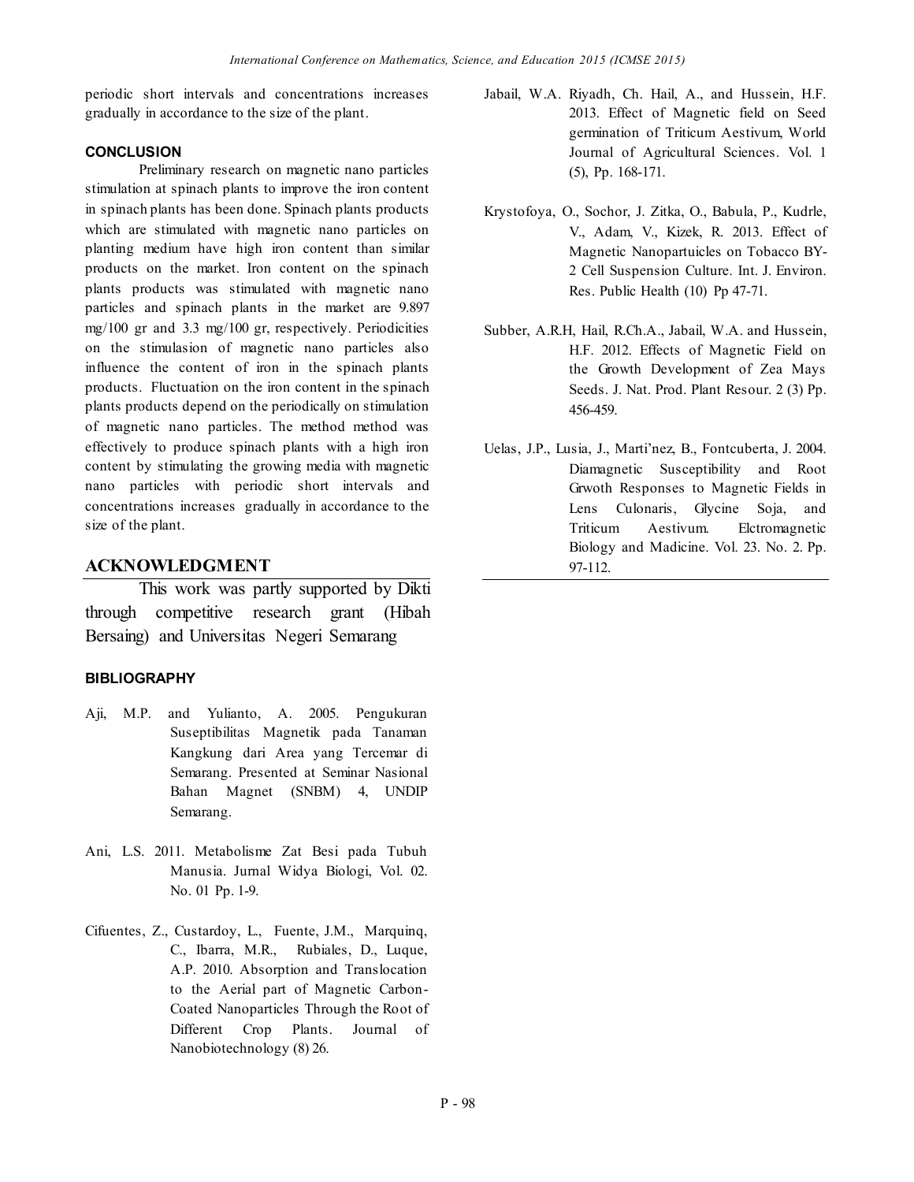periodic short intervals and concentrations increases gradually in accordance to the size of the plant.

### CONCLUSION

Preliminary research on magnetic nano particles stimulation at spinach plants to improve the iron content in spinach plants has been done. Spinach plants products which are stimulated with magnetic nano particles on planting medium have high iron content than similar products on the market. Iron content on the spinach plants products was stimulated with magnetic nano particles and spinach plants in the market are 9.897 mg/100 gr and 3.3 mg/100 gr, respectively. Periodicities on the stimulasion of magnetic nano particles also influence the content of iron in the spinach plants products. Fluctuation on the iron content in the spinach plants products depend on the periodically on stimulation of magnetic nano particles. The method method was effectively to produce spinach plants with a high iron content by stimulating the growing media with magnetic nano particles with periodic short intervals and concentrations increases gradually in accordance to the size of the plant.

## ACKNOWLEDGMENT

This work was partly supported by Dikti through competitive research grant (Hibah Bersaing) and Universitas Negeri Semarang

### BIBLIOGRAPHY

Aji, M.P. and Yulianto, A. 2005. Pengukuran Suseptibilitas Magnetik pada Tanaman Kangkung dari Area yang Tercemar di Semarang. Presented at Seminar Nasional Bahan Magnet (SNBM) 4, UNDIP Semarang.

Ani, L.S. 2011. Metabolisme Zat Besi pada Tubuh Manusia. Jurnal Widya Biologi, Vol. 02. No. 01 Pp. 1-9.

Cifuentes, Z., Custardoy, L., Fuente, J.M., Marquinq, C., Ibarra, M.R., Rubiales, D., Luque, A.P. 2010. Absorption and Translocation to the Aerial part of Magnetic Carbon-Coated Nanoparticles Through the Root of Different Crop Plants. Journal of Nanobiotechnology (8) 26.

Jabail, W.A. Riyadh, Ch. Hail, A., and Hussein, H.F. 2013. Effect of Magnetic field on Seed germination of Triticum Aestivum, World Journal of Agricultural Sciences. Vol. 1 (5), Pp. 168-171.

Krystofoya, O., Sochor, J. Zitka, O., Babula, P., Kudrle, V., Adam, V., Kizek, R. 2013. Effect of Magnetic Nanopartuicles on Tobacco BY-2 Cell Suspension Culture. Int. J. Environ. Res. Public Health (10) Pp 47-71.

Subber, A.R.H, Hail, R.Ch.A., Jabail, W.A. and Hussein, H.F. 2012. Effects of Magnetic Field on the Growth Development of Zea Mays Seeds. J. Nat. Prod. Plant Resour. 2 (3) Pp. 456-459.

Uelas, J.P., Lusia, J., Marti'nez, B., Fontcuberta, J. 2004. Diamagnetic Susceptibility and Root Grwoth Responses to Magnetic Fields in Lens Culonaris, Glycine Soja, and Triticum Aestivum. Elctromagnetic Biology and Madicine. Vol. 23. No. 2. Pp. 97-112.